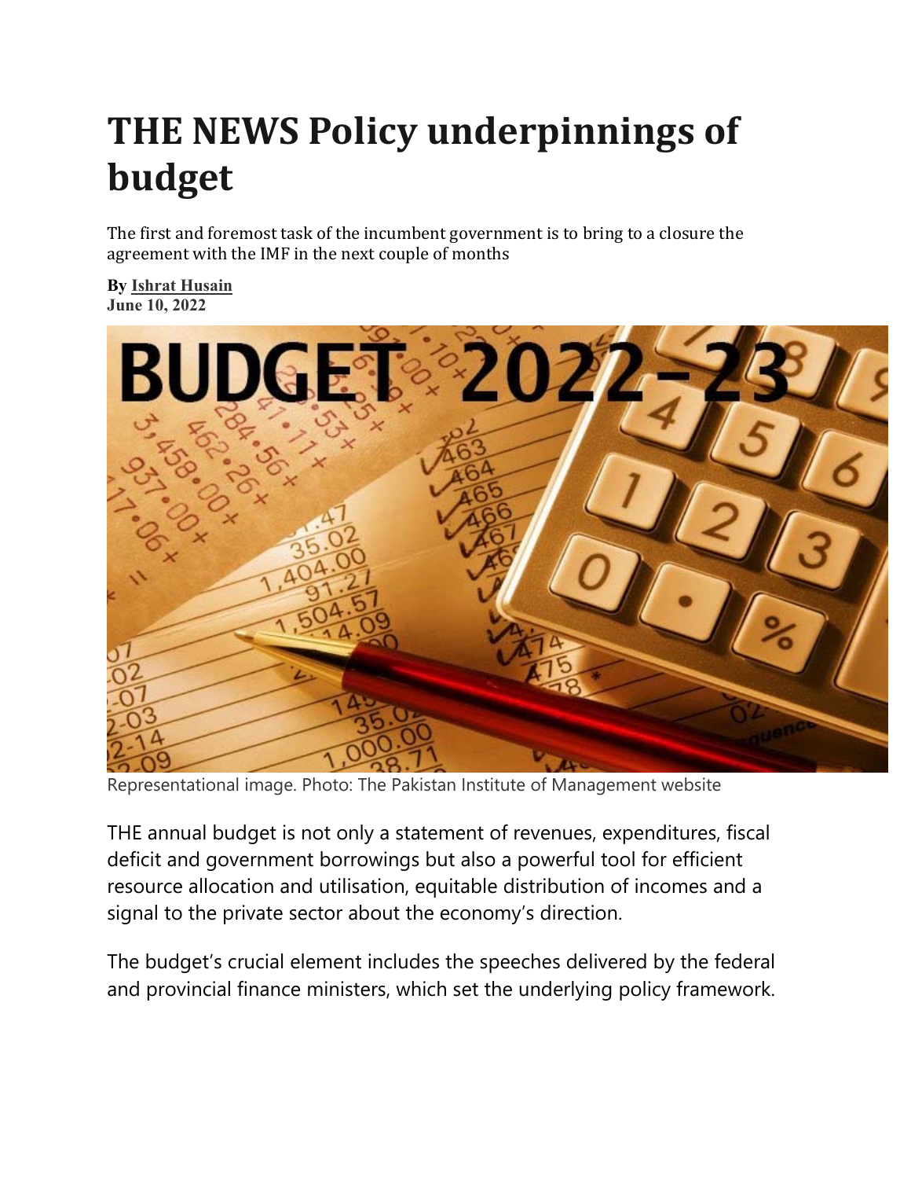# THE NEWS Policy underpinnings of budget

The first and foremost task of the incumbent government is to bring to a closure the agreement with the IMF in the next couple of months

**By Ishrat Husain**
**June 10, 2022**

Representational image. Photo: The Pakistan Institute of Management website

THE annual budget is not only a statement of revenues, expenditures, fiscal deficit and government borrowings but also a powerful tool for efficient resource allocation and utilisation, equitable distribution of incomes and a signal to the private sector about the economy's direction.

The budget's crucial element includes the speeches delivered by the federal and provincial finance ministers, which set the underlying policy framework.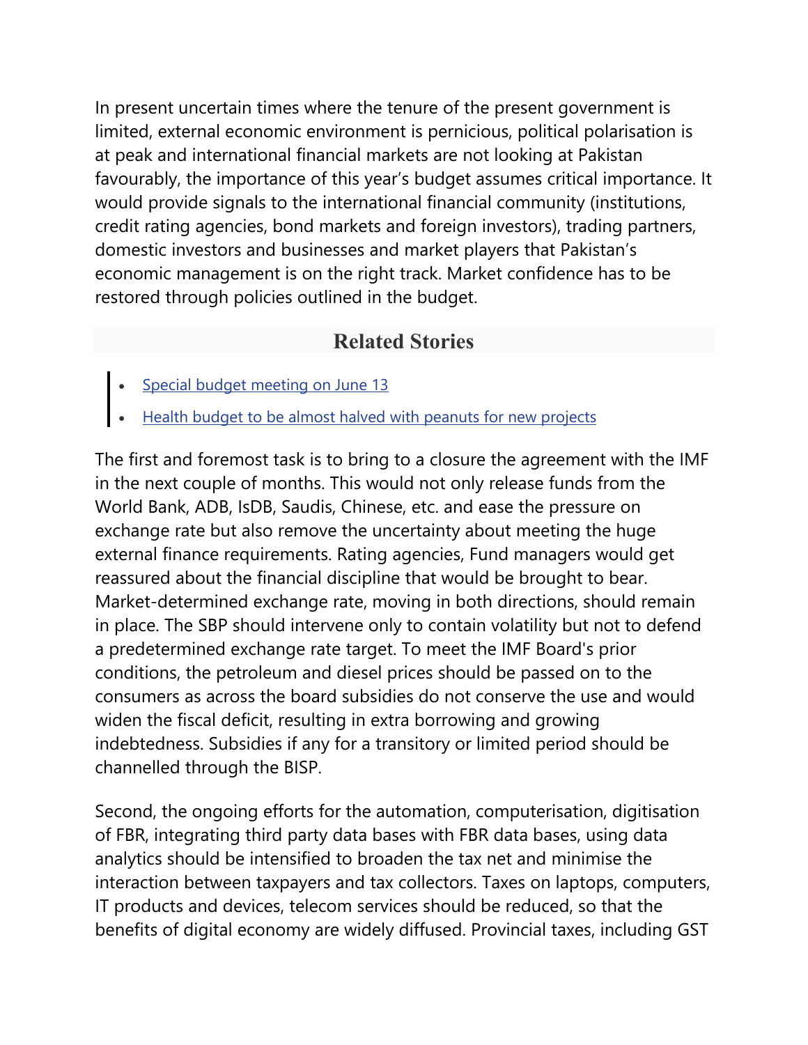In present uncertain times where the tenure of the present government is limited, external economic environment is pernicious, political polarisation is at peak and international financial markets are not looking at Pakistan favourably, the importance of this year's budget assumes critical importance. It would provide signals to the international financial community (institutions, credit rating agencies, bond markets and foreign investors), trading partners, domestic investors and businesses and market players that Pakistan's economic management is on the right track. Market confidence has to be restored through policies outlined in the budget.

## Related Stories

- Special budget meeting on June 13
- Health budget to be almost halved with peanuts for new projects

The first and foremost task is to bring to a closure the agreement with the IMF in the next couple of months. This would not only release funds from the World Bank, ADB, IsDB, Saudis, Chinese, etc. and ease the pressure on exchange rate but also remove the uncertainty about meeting the huge external finance requirements. Rating agencies, Fund managers would get reassured about the financial discipline that would be brought to bear. Market-determined exchange rate, moving in both directions, should remain in place. The SBP should intervene only to contain volatility but not to defend a predetermined exchange rate target. To meet the IMF Board's prior conditions, the petroleum and diesel prices should be passed on to the consumers as across the board subsidies do not conserve the use and would widen the fiscal deficit, resulting in extra borrowing and growing indebtedness. Subsidies if any for a transitory or limited period should be channelled through the BISP.

Second, the ongoing efforts for the automation, computerisation, digitisation of FBR, integrating third party data bases with FBR data bases, using data analytics should be intensified to broaden the tax net and minimise the interaction between taxpayers and tax collectors. Taxes on laptops, computers, IT products and devices, telecom services should be reduced, so that the benefits of digital economy are widely diffused. Provincial taxes, including GST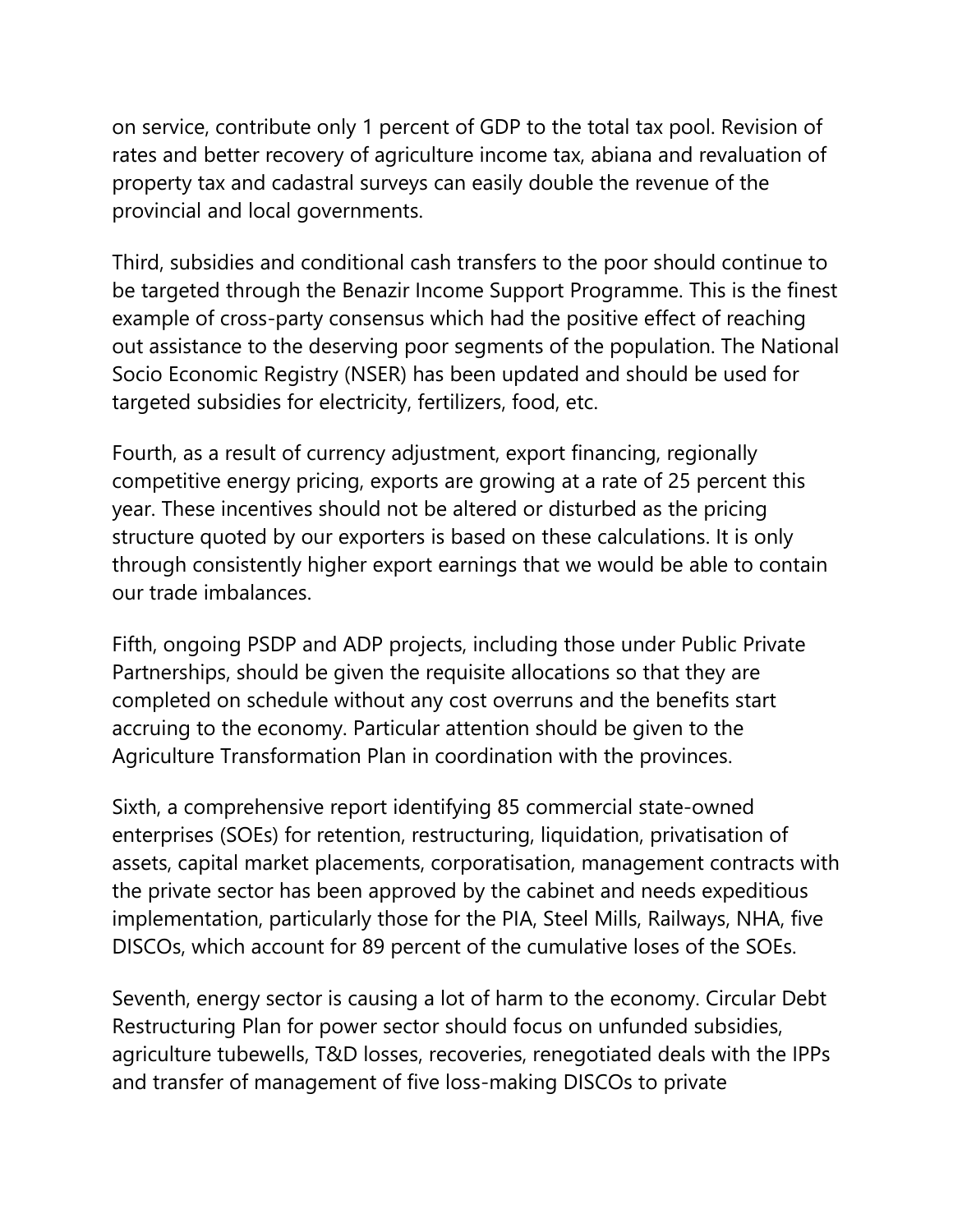on service, contribute only 1 percent of GDP to the total tax pool. Revision of rates and better recovery of agriculture income tax, abiana and revaluation of property tax and cadastral surveys can easily double the revenue of the provincial and local governments.

Third, subsidies and conditional cash transfers to the poor should continue to be targeted through the Benazir Income Support Programme. This is the finest example of cross-party consensus which had the positive effect of reaching out assistance to the deserving poor segments of the population. The National Socio Economic Registry (NSER) has been updated and should be used for targeted subsidies for electricity, fertilizers, food, etc.

Fourth, as a result of currency adjustment, export financing, regionally competitive energy pricing, exports are growing at a rate of 25 percent this year. These incentives should not be altered or disturbed as the pricing structure quoted by our exporters is based on these calculations. It is only through consistently higher export earnings that we would be able to contain our trade imbalances.

Fifth, ongoing PSDP and ADP projects, including those under Public Private Partnerships, should be given the requisite allocations so that they are completed on schedule without any cost overruns and the benefits start accruing to the economy. Particular attention should be given to the Agriculture Transformation Plan in coordination with the provinces.

Sixth, a comprehensive report identifying 85 commercial state-owned enterprises (SOEs) for retention, restructuring, liquidation, privatisation of assets, capital market placements, corporatisation, management contracts with the private sector has been approved by the cabinet and needs expeditious implementation, particularly those for the PIA, Steel Mills, Railways, NHA, five DISCOs, which account for 89 percent of the cumulative loses of the SOEs.

Seventh, energy sector is causing a lot of harm to the economy. Circular Debt Restructuring Plan for power sector should focus on unfunded subsidies, agriculture tubewells, T&D losses, recoveries, renegotiated deals with the IPPs and transfer of management of five loss-making DISCOs to private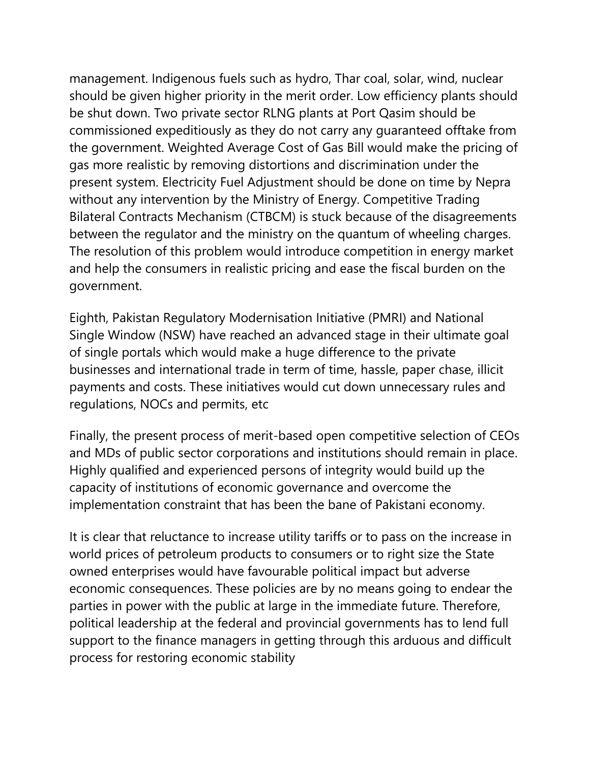management. Indigenous fuels such as hydro, Thar coal, solar, wind, nuclear should be given higher priority in the merit order. Low efficiency plants should be shut down. Two private sector RLNG plants at Port Qasim should be commissioned expeditiously as they do not carry any guaranteed offtake from the government. Weighted Average Cost of Gas Bill would make the pricing of gas more realistic by removing distortions and discrimination under the present system. Electricity Fuel Adjustment should be done on time by Nepra without any intervention by the Ministry of Energy. Competitive Trading Bilateral Contracts Mechanism (CTBCM) is stuck because of the disagreements between the regulator and the ministry on the quantum of wheeling charges. The resolution of this problem would introduce competition in energy market and help the consumers in realistic pricing and ease the fiscal burden on the government.

Eighth, Pakistan Regulatory Modernisation Initiative (PMRI) and National Single Window (NSW) have reached an advanced stage in their ultimate goal of single portals which would make a huge difference to the private businesses and international trade in term of time, hassle, paper chase, illicit payments and costs. These initiatives would cut down unnecessary rules and regulations, NOCs and permits, etc

Finally, the present process of merit-based open competitive selection of CEOs and MDs of public sector corporations and institutions should remain in place. Highly qualified and experienced persons of integrity would build up the capacity of institutions of economic governance and overcome the implementation constraint that has been the bane of Pakistani economy.

It is clear that reluctance to increase utility tariffs or to pass on the increase in world prices of petroleum products to consumers or to right size the State owned enterprises would have favourable political impact but adverse economic consequences. These policies are by no means going to endear the parties in power with the public at large in the immediate future. Therefore, political leadership at the federal and provincial governments has to lend full support to the finance managers in getting through this arduous and difficult process for restoring economic stability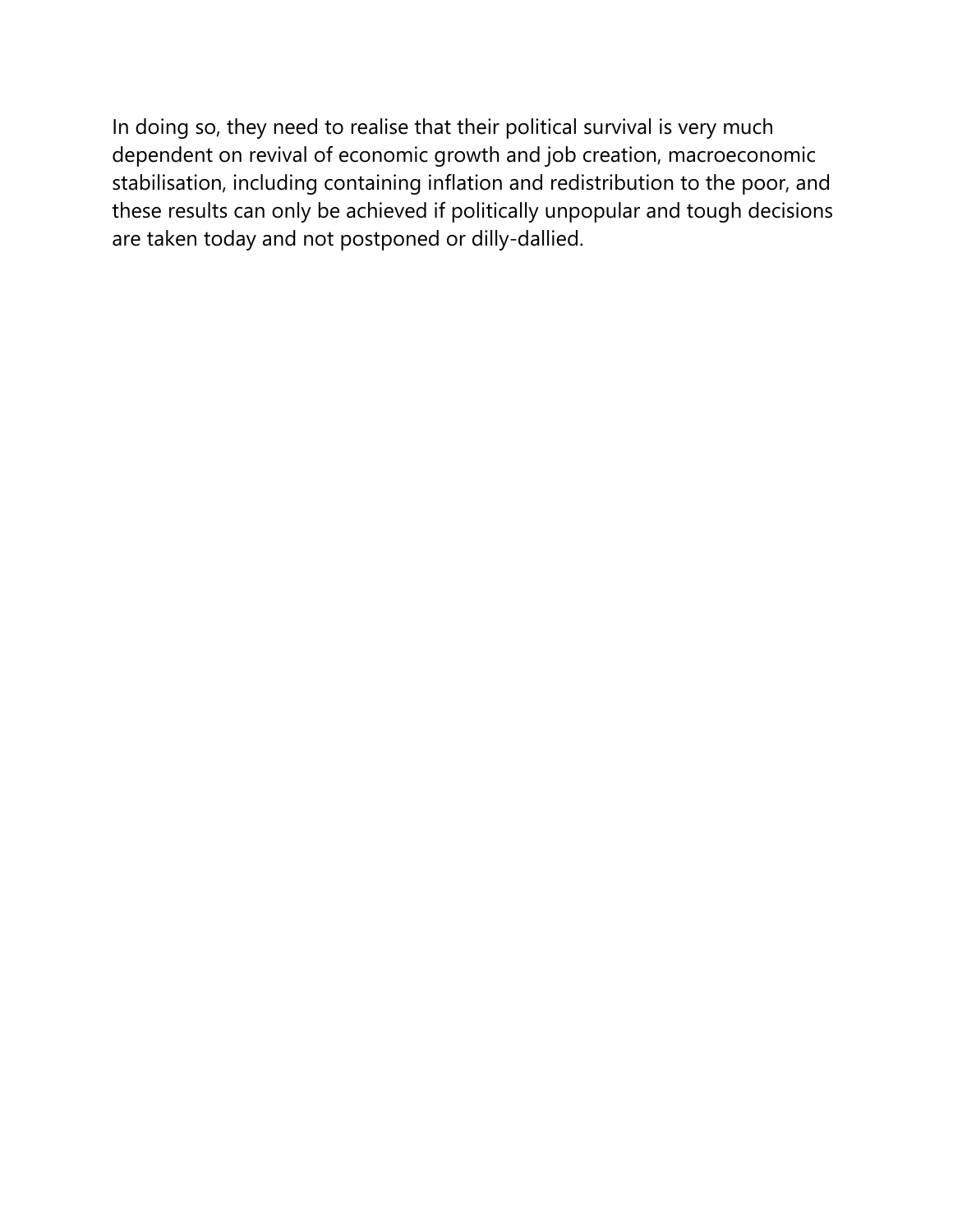In doing so, they need to realise that their political survival is very much dependent on revival of economic growth and job creation, macroeconomic stabilisation, including containing inflation and redistribution to the poor, and these results can only be achieved if politically unpopular and tough decisions are taken today and not postponed or dilly-dallied.